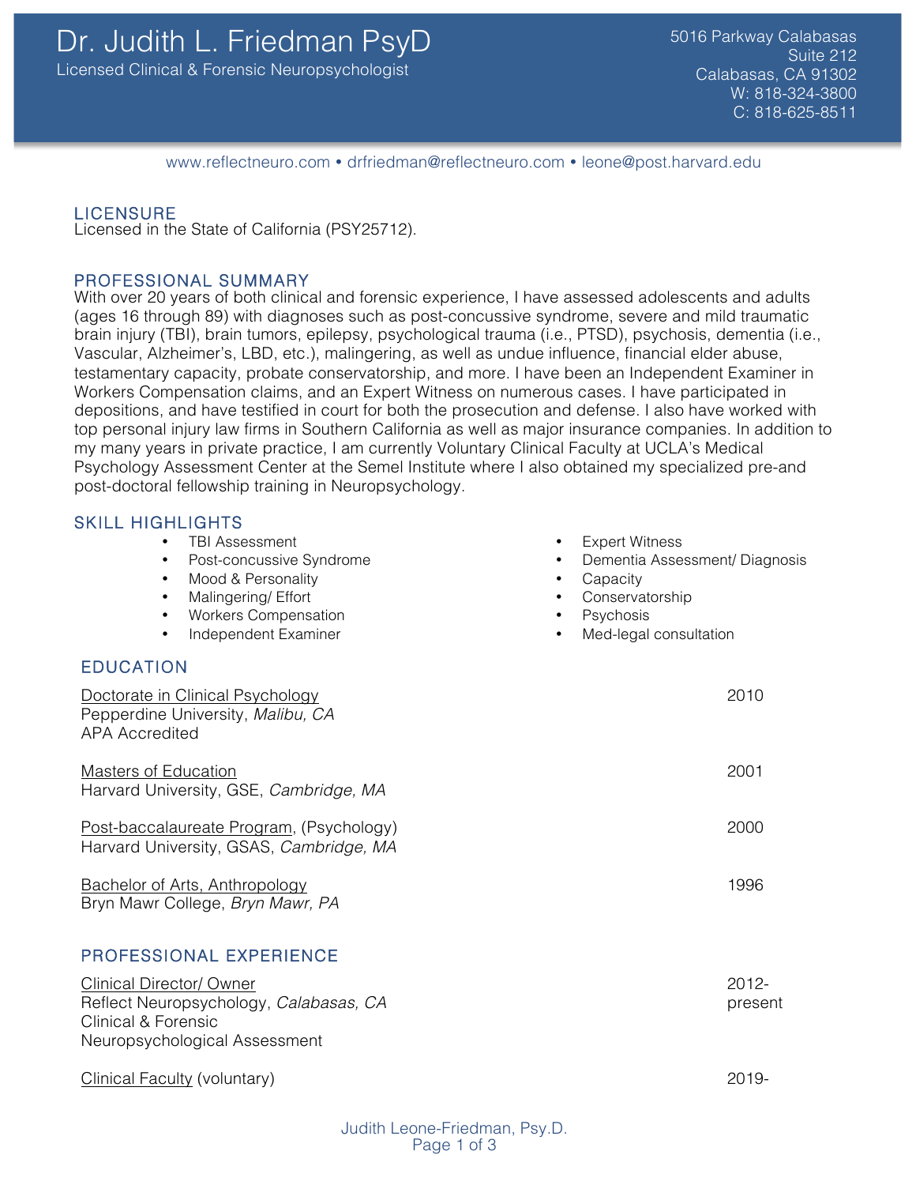# Dr. Judith L. Friedman PsyD

Licensed Clinical & Forensic Neuropsychologist

5016 Parkway Calabasas
Suite 212
Calabasas, CA 91302
W: 818-324-3800
C: 818-625-8511

www.reflectneuro.com • drfriedman@reflectneuro.com • leone@post.harvard.edu

## LICENSURE

Licensed in the State of California (PSY25712).

## PROFESSIONAL SUMMARY

With over 20 years of both clinical and forensic experience, I have assessed adolescents and adults (ages 16 through 89) with diagnoses such as post-concussive syndrome, severe and mild traumatic brain injury (TBI), brain tumors, epilepsy, psychological trauma (i.e., PTSD), psychosis, dementia (i.e., Vascular, Alzheimer's, LBD, etc.), malingering, as well as undue influence, financial elder abuse, testamentary capacity, probate conservatorship, and more. I have been an Independent Examiner in Workers Compensation claims, and an Expert Witness on numerous cases. I have participated in depositions, and have testified in court for both the prosecution and defense. I also have worked with top personal injury law firms in Southern California as well as major insurance companies. In addition to my many years in private practice, I am currently Voluntary Clinical Faculty at UCLA's Medical Psychology Assessment Center at the Semel Institute where I also obtained my specialized pre-and post-doctoral fellowship training in Neuropsychology.

## SKILL HIGHLIGHTS

- TBI Assessment
- Post-concussive Syndrome
- Mood & Personality
- Malingering/ Effort
- Workers Compensation
- Independent Examiner
- Expert Witness
- Dementia Assessment/ Diagnosis
- Capacity
- Conservatorship
- Psychosis
- Med-legal consultation

## EDUCATION

Doctorate in Clinical Psychology — 2010
Pepperdine University, *Malibu, CA*
APA Accredited

Masters of Education — 2001
Harvard University, GSE, *Cambridge, MA*

Post-baccalaureate Program, (Psychology) — 2000
Harvard University, GSAS, *Cambridge, MA*

Bachelor of Arts, Anthropology — 1996
Bryn Mawr College, *Bryn Mawr, PA*

## PROFESSIONAL EXPERIENCE

Clinical Director/ Owner — 2012-present
Reflect Neuropsychology, *Calabasas, CA*
Clinical & Forensic
Neuropsychological Assessment

Clinical Faculty (voluntary) — 2019-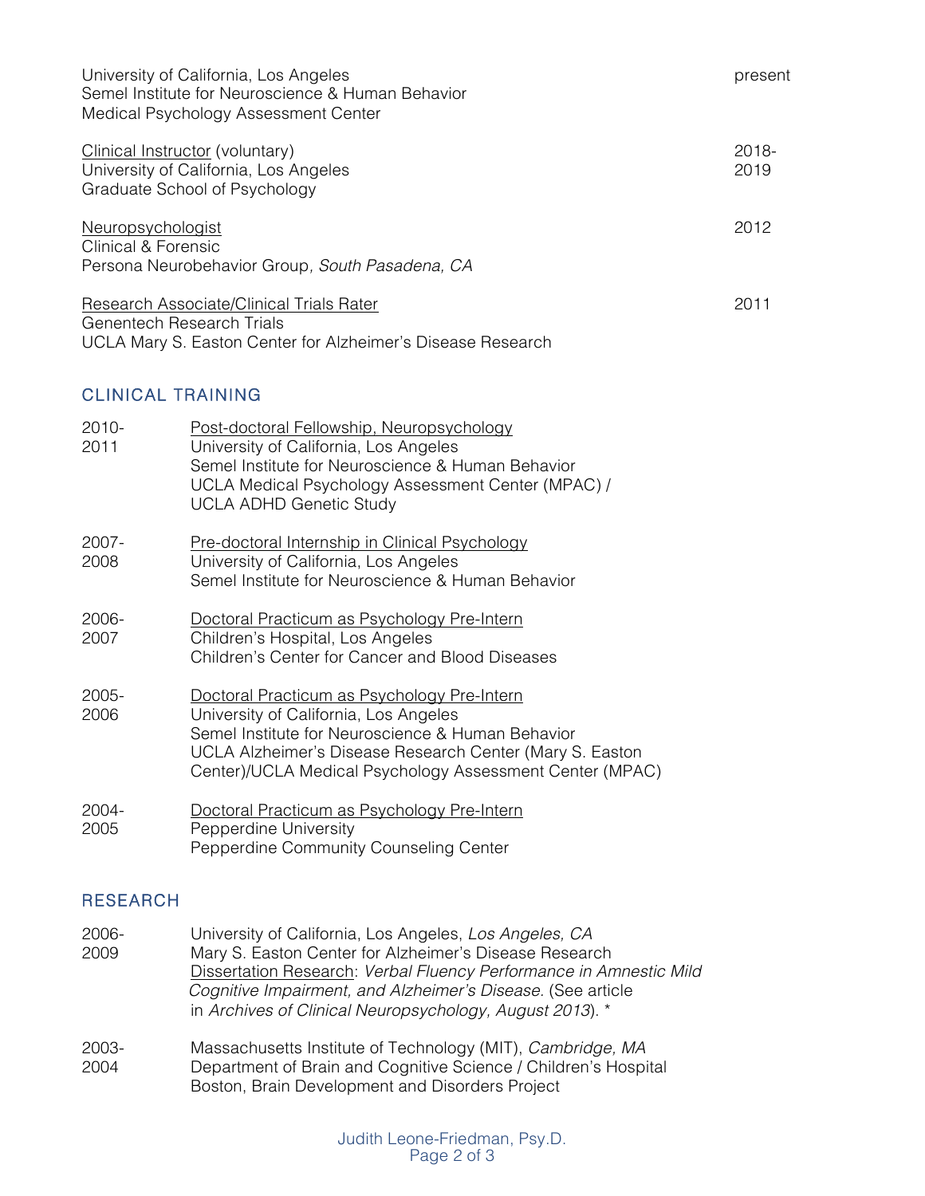University of California, Los Angeles  
Semel Institute for Neuroscience & Human Behavior  
Medical Psychology Assessment Center — present

Clinical Instructor (voluntary)  
University of California, Los Angeles  
Graduate School of Psychology — 2018-2019

Neuropsychologist  
Clinical & Forensic  
Persona Neurobehavior Group, *South Pasadena, CA* — 2012

Research Associate/Clinical Trials Rater  
Genentech Research Trials  
UCLA Mary S. Easton Center for Alzheimer's Disease Research — 2011

## CLINICAL TRAINING

2010-2011 — Post-doctoral Fellowship, Neuropsychology  
University of California, Los Angeles  
Semel Institute for Neuroscience & Human Behavior  
UCLA Medical Psychology Assessment Center (MPAC) /  
UCLA ADHD Genetic Study

2007-2008 — Pre-doctoral Internship in Clinical Psychology  
University of California, Los Angeles  
Semel Institute for Neuroscience & Human Behavior

2006-2007 — Doctoral Practicum as Psychology Pre-Intern  
Children's Hospital, Los Angeles  
Children's Center for Cancer and Blood Diseases

2005-2006 — Doctoral Practicum as Psychology Pre-Intern  
University of California, Los Angeles  
Semel Institute for Neuroscience & Human Behavior  
UCLA Alzheimer's Disease Research Center (Mary S. Easton Center)/UCLA Medical Psychology Assessment Center (MPAC)

2004-2005 — Doctoral Practicum as Psychology Pre-Intern  
Pepperdine University  
Pepperdine Community Counseling Center

## RESEARCH

2006-2009 — University of California, Los Angeles, *Los Angeles, CA*  
Mary S. Easton Center for Alzheimer's Disease Research  
Dissertation Research: *Verbal Fluency Performance in Amnestic Mild Cognitive Impairment, and Alzheimer's Disease.* (See article in *Archives of Clinical Neuropsychology, August 2013*). *

2003-2004 — Massachusetts Institute of Technology (MIT), *Cambridge, MA*  
Department of Brain and Cognitive Science / Children's Hospital Boston, Brain Development and Disorders Project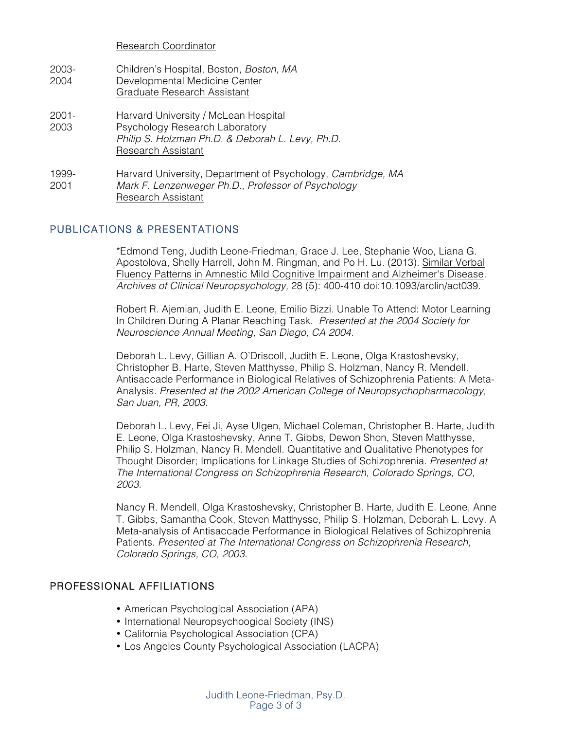Research Coordinator

2003-2004 Children's Hospital, Boston, *Boston, MA*
Developmental Medicine Center
Graduate Research Assistant

2001-2003 Harvard University / McLean Hospital
Psychology Research Laboratory
*Philip S. Holzman Ph.D. & Deborah L. Levy, Ph.D.*
Research Assistant

1999-2001 Harvard University, Department of Psychology, *Cambridge, MA*
*Mark F. Lenzenweger Ph.D., Professor of Psychology*
Research Assistant

## PUBLICATIONS & PRESENTATIONS

*Edmond Teng, Judith Leone-Friedman, Grace J. Lee, Stephanie Woo, Liana G. Apostolova, Shelly Harrell, John M. Ringman, and Po H. Lu. (2013). Similar Verbal Fluency Patterns in Amnestic Mild Cognitive Impairment and Alzheimer's Disease. *Archives of Clinical Neuropsychology,* 28 (5): 400-410 doi:10.1093/arclin/act039.

Robert R. Ajemian, Judith E. Leone, Emilio Bizzi. Unable To Attend: Motor Learning In Children During A Planar Reaching Task. *Presented at the 2004 Society for Neuroscience Annual Meeting, San Diego, CA 2004.*

Deborah L. Levy, Gillian A. O'Driscoll, Judith E. Leone, Olga Krastoshevsky, Christopher B. Harte, Steven Matthysse, Philip S. Holzman, Nancy R. Mendell. Antisaccade Performance in Biological Relatives of Schizophrenia Patients: A Meta-Analysis. *Presented at the 2002 American College of Neuropsychopharmacology, San Juan, PR, 2003*.

Deborah L. Levy, Fei Ji, Ayse Ulgen, Michael Coleman, Christopher B. Harte, Judith E. Leone, Olga Krastoshevsky, Anne T. Gibbs, Dewon Shon, Steven Matthysse, Philip S. Holzman, Nancy R. Mendell. Quantitative and Qualitative Phenotypes for Thought Disorder; Implications for Linkage Studies of Schizophrenia. *Presented at The International Congress on Schizophrenia Research, Colorado Springs, CO, 2003.*

Nancy R. Mendell, Olga Krastoshevsky, Christopher B. Harte, Judith E. Leone, Anne T. Gibbs, Samantha Cook, Steven Matthysse, Philip S. Holzman, Deborah L. Levy. A Meta-analysis of Antisaccade Performance in Biological Relatives of Schizophrenia Patients. *Presented at The International Congress on Schizophrenia Research, Colorado Springs, CO, 2003.*

## PROFESSIONAL AFFILIATIONS

- American Psychological Association (APA)
- International Neuropsychoogical Society (INS)
- California Psychological Association (CPA)
- Los Angeles County Psychological Association (LACPA)